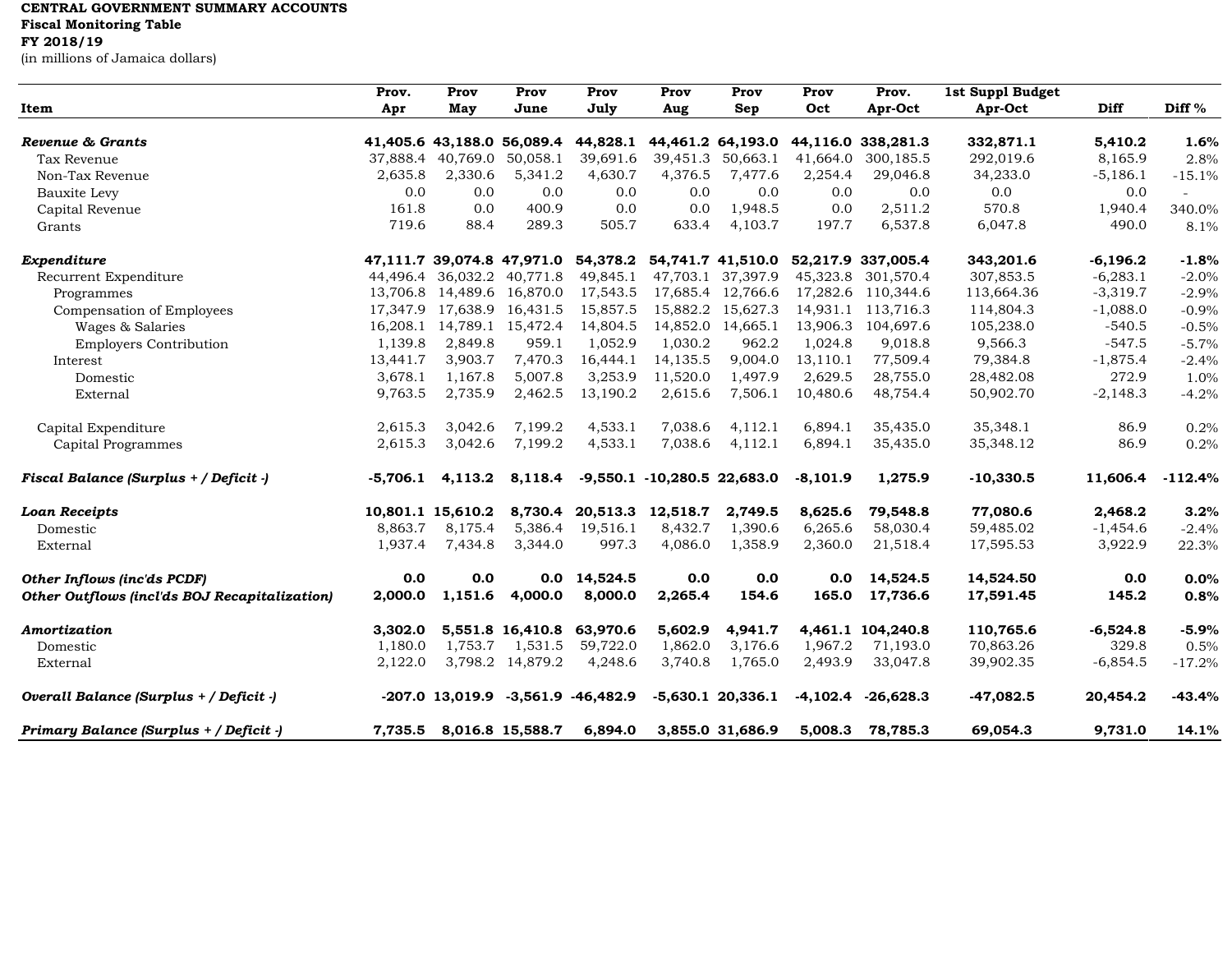**CENTRAL GOVERNMENT SUMMARY ACCOUNTS**
**Fiscal Monitoring Table**
**FY 2018/19**
(in millions of Jamaica dollars)

| Item | Prov. Apr | Prov May | Prov June | Prov July | Prov Aug | Prov Sep | Prov Oct | Prov. Apr-Oct | 1st Suppl Budget Apr-Oct | Diff | Diff % |
|---|---|---|---|---|---|---|---|---|---|---|---|
| ***Revenue & Grants*** | **41,405.6** | **43,188.0** | **56,089.4** | **44,828.1** | **44,461.2** | **64,193.0** | **44,116.0** | **338,281.3** | **332,871.1** | **5,410.2** | **1.6%** |
| Tax Revenue | 37,888.4 | 40,769.0 | 50,058.1 | 39,691.6 | 39,451.3 | 50,663.1 | 41,664.0 | 300,185.5 | 292,019.6 | 8,165.9 | 2.8% |
| Non-Tax Revenue | 2,635.8 | 2,330.6 | 5,341.2 | 4,630.7 | 4,376.5 | 7,477.6 | 2,254.4 | 29,046.8 | 34,233.0 | -5,186.1 | -15.1% |
| Bauxite Levy | 0.0 | 0.0 | 0.0 | 0.0 | 0.0 | 0.0 | 0.0 | 0.0 | 0.0 | 0.0 | - |
| Capital Revenue | 161.8 | 0.0 | 400.9 | 0.0 | 0.0 | 1,948.5 | 0.0 | 2,511.2 | 570.8 | 1,940.4 | 340.0% |
| Grants | 719.6 | 88.4 | 289.3 | 505.7 | 633.4 | 4,103.7 | 197.7 | 6,537.8 | 6,047.8 | 490.0 | 8.1% |
| ***Expenditure*** | **47,111.7** | **39,074.8** | **47,971.0** | **54,378.2** | **54,741.7** | **41,510.0** | **52,217.9** | **337,005.4** | **343,201.6** | **-6,196.2** | **-1.8%** |
| Recurrent Expenditure | 44,496.4 | 36,032.2 | 40,771.8 | 49,845.1 | 47,703.1 | 37,397.9 | 45,323.8 | 301,570.4 | 307,853.5 | -6,283.1 | -2.0% |
| Programmes | 13,706.8 | 14,489.6 | 16,870.0 | 17,543.5 | 17,685.4 | 12,766.6 | 17,282.6 | 110,344.6 | 113,664.36 | -3,319.7 | -2.9% |
| Compensation of Employees | 17,347.9 | 17,638.9 | 16,431.5 | 15,857.5 | 15,882.2 | 15,627.3 | 14,931.1 | 113,716.3 | 114,804.3 | -1,088.0 | -0.9% |
| Wages & Salaries | 16,208.1 | 14,789.1 | 15,472.4 | 14,804.5 | 14,852.0 | 14,665.1 | 13,906.3 | 104,697.6 | 105,238.0 | -540.5 | -0.5% |
| Employers Contribution | 1,139.8 | 2,849.8 | 959.1 | 1,052.9 | 1,030.2 | 962.2 | 1,024.8 | 9,018.8 | 9,566.3 | -547.5 | -5.7% |
| Interest | 13,441.7 | 3,903.7 | 7,470.3 | 16,444.1 | 14,135.5 | 9,004.0 | 13,110.1 | 77,509.4 | 79,384.8 | -1,875.4 | -2.4% |
| Domestic | 3,678.1 | 1,167.8 | 5,007.8 | 3,253.9 | 11,520.0 | 1,497.9 | 2,629.5 | 28,755.0 | 28,482.08 | 272.9 | 1.0% |
| External | 9,763.5 | 2,735.9 | 2,462.5 | 13,190.2 | 2,615.6 | 7,506.1 | 10,480.6 | 48,754.4 | 50,902.70 | -2,148.3 | -4.2% |
| Capital Expenditure | 2,615.3 | 3,042.6 | 7,199.2 | 4,533.1 | 7,038.6 | 4,112.1 | 6,894.1 | 35,435.0 | 35,348.1 | 86.9 | 0.2% |
| Capital Programmes | 2,615.3 | 3,042.6 | 7,199.2 | 4,533.1 | 7,038.6 | 4,112.1 | 6,894.1 | 35,435.0 | 35,348.12 | 86.9 | 0.2% |
| ***Fiscal Balance (Surplus + / Deficit -)*** | **-5,706.1** | **4,113.2** | **8,118.4** | **-9,550.1** | **-10,280.5** | **22,683.0** | **-8,101.9** | **1,275.9** | **-10,330.5** | **11,606.4** | **-112.4%** |
| ***Loan Receipts*** | **10,801.1** | **15,610.2** | **8,730.4** | **20,513.3** | **12,518.7** | **2,749.5** | **8,625.6** | **79,548.8** | **77,080.6** | **2,468.2** | **3.2%** |
| Domestic | 8,863.7 | 8,175.4 | 5,386.4 | 19,516.1 | 8,432.7 | 1,390.6 | 6,265.6 | 58,030.4 | 59,485.02 | -1,454.6 | -2.4% |
| External | 1,937.4 | 7,434.8 | 3,344.0 | 997.3 | 4,086.0 | 1,358.9 | 2,360.0 | 21,518.4 | 17,595.53 | 3,922.9 | 22.3% |
| ***Other Inflows (inc'ds PCDF)*** | **0.0** | **0.0** | **0.0** | **14,524.5** | **0.0** | **0.0** | **0.0** | **14,524.5** | **14,524.50** | **0.0** | **0.0%** |
| ***Other Outflows (incl'ds BOJ Recapitalization)*** | **2,000.0** | **1,151.6** | **4,000.0** | **8,000.0** | **2,265.4** | **154.6** | **165.0** | **17,736.6** | **17,591.45** | **145.2** | **0.8%** |
| ***Amortization*** | **3,302.0** | **5,551.8** | **16,410.8** | **63,970.6** | **5,602.9** | **4,941.7** | **4,461.1** | **104,240.8** | **110,765.6** | **-6,524.8** | **-5.9%** |
| Domestic | 1,180.0 | 1,753.7 | 1,531.5 | 59,722.0 | 1,862.0 | 3,176.6 | 1,967.2 | 71,193.0 | 70,863.26 | 329.8 | 0.5% |
| External | 2,122.0 | 3,798.2 | 14,879.2 | 4,248.6 | 3,740.8 | 1,765.0 | 2,493.9 | 33,047.8 | 39,902.35 | -6,854.5 | -17.2% |
| ***Overall Balance (Surplus + / Deficit -)*** | **-207.0** | **13,019.9** | **-3,561.9** | **-46,482.9** | **-5,630.1** | **20,336.1** | **-4,102.4** | **-26,628.3** | **-47,082.5** | **20,454.2** | **-43.4%** |
| ***Primary Balance (Surplus + / Deficit -)*** | **7,735.5** | **8,016.8** | **15,588.7** | **6,894.0** | **3,855.0** | **31,686.9** | **5,008.3** | **78,785.3** | **69,054.3** | **9,731.0** | **14.1%** |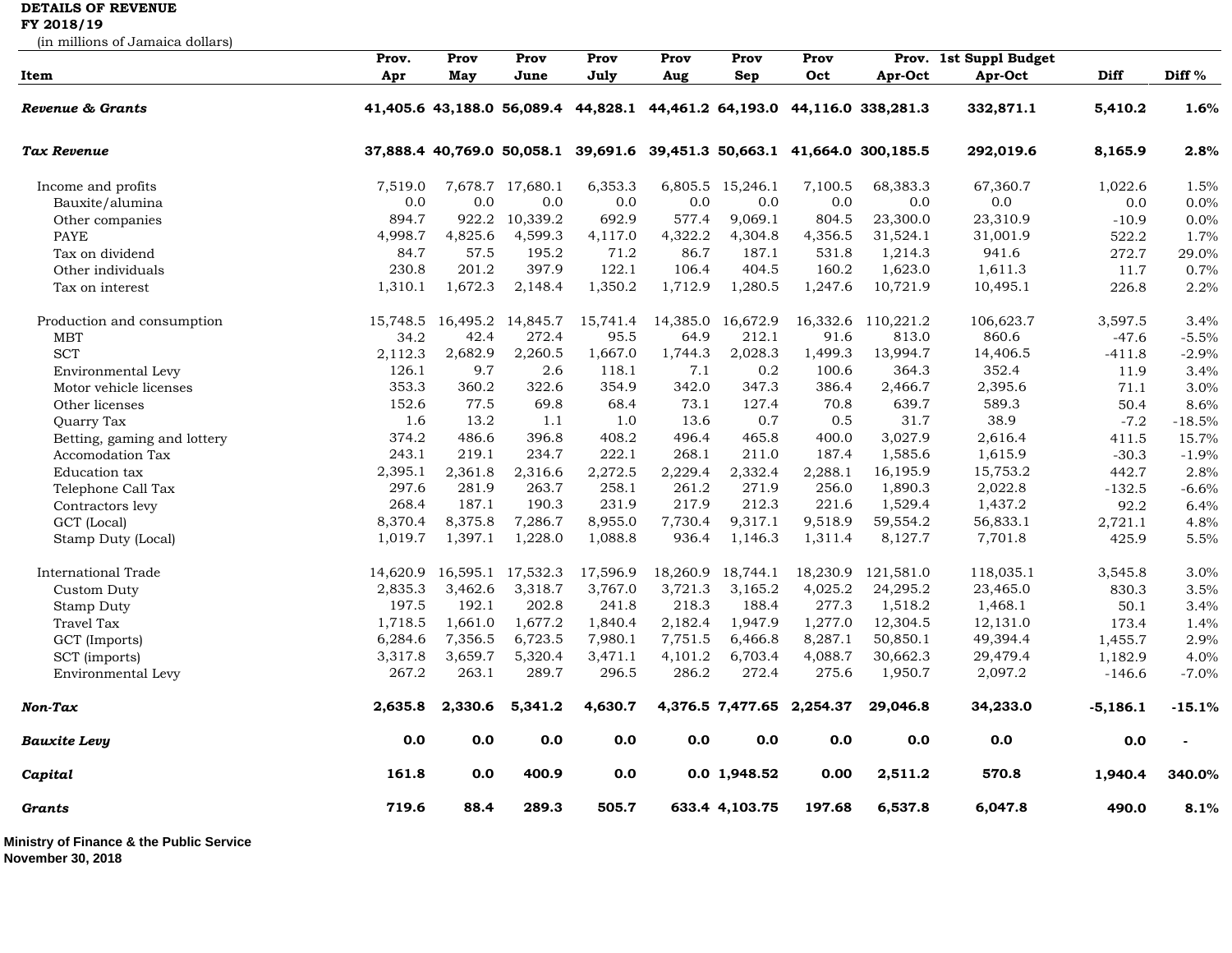**DETAILS OF REVENUE**
**FY 2018/19**
(in millions of Jamaica dollars)

| Item | Prov. Apr | Prov May | Prov June | Prov July | Prov Aug | Prov Sep | Prov Oct | Prov. Apr-Oct | 1st Suppl Budget Apr-Oct | Diff | Diff % |
|---|---|---|---|---|---|---|---|---|---|---|---|
| ***Revenue & Grants*** | **41,405.6** | **43,188.0** | **56,089.4** | **44,828.1** | **44,461.2** | **64,193.0** | **44,116.0** | **338,281.3** | **332,871.1** | **5,410.2** | **1.6%** |
| ***Tax Revenue*** | **37,888.4** | **40,769.0** | **50,058.1** | **39,691.6** | **39,451.3** | **50,663.1** | **41,664.0** | **300,185.5** | **292,019.6** | **8,165.9** | **2.8%** |
| Income and profits | 7,519.0 | 7,678.7 | 17,680.1 | 6,353.3 | 6,805.5 | 15,246.1 | 7,100.5 | 68,383.3 | 67,360.7 | 1,022.6 | 1.5% |
| Bauxite/alumina | 0.0 | 0.0 | 0.0 | 0.0 | 0.0 | 0.0 | 0.0 | 0.0 | 0.0 | 0.0 | 0.0% |
| Other companies | 894.7 | 922.2 | 10,339.2 | 692.9 | 577.4 | 9,069.1 | 804.5 | 23,300.0 | 23,310.9 | -10.9 | 0.0% |
| PAYE | 4,998.7 | 4,825.6 | 4,599.3 | 4,117.0 | 4,322.2 | 4,304.8 | 4,356.5 | 31,524.1 | 31,001.9 | 522.2 | 1.7% |
| Tax on dividend | 84.7 | 57.5 | 195.2 | 71.2 | 86.7 | 187.1 | 531.8 | 1,214.3 | 941.6 | 272.7 | 29.0% |
| Other individuals | 230.8 | 201.2 | 397.9 | 122.1 | 106.4 | 404.5 | 160.2 | 1,623.0 | 1,611.3 | 11.7 | 0.7% |
| Tax on interest | 1,310.1 | 1,672.3 | 2,148.4 | 1,350.2 | 1,712.9 | 1,280.5 | 1,247.6 | 10,721.9 | 10,495.1 | 226.8 | 2.2% |
| Production and consumption | 15,748.5 | 16,495.2 | 14,845.7 | 15,741.4 | 14,385.0 | 16,672.9 | 16,332.6 | 110,221.2 | 106,623.7 | 3,597.5 | 3.4% |
| MBT | 34.2 | 42.4 | 272.4 | 95.5 | 64.9 | 212.1 | 91.6 | 813.0 | 860.6 | -47.6 | -5.5% |
| SCT | 2,112.3 | 2,682.9 | 2,260.5 | 1,667.0 | 1,744.3 | 2,028.3 | 1,499.3 | 13,994.7 | 14,406.5 | -411.8 | -2.9% |
| Environmental Levy | 126.1 | 9.7 | 2.6 | 118.1 | 7.1 | 0.2 | 100.6 | 364.3 | 352.4 | 11.9 | 3.4% |
| Motor vehicle licenses | 353.3 | 360.2 | 322.6 | 354.9 | 342.0 | 347.3 | 386.4 | 2,466.7 | 2,395.6 | 71.1 | 3.0% |
| Other licenses | 152.6 | 77.5 | 69.8 | 68.4 | 73.1 | 127.4 | 70.8 | 639.7 | 589.3 | 50.4 | 8.6% |
| Quarry Tax | 1.6 | 13.2 | 1.1 | 1.0 | 13.6 | 0.7 | 0.5 | 31.7 | 38.9 | -7.2 | -18.5% |
| Betting, gaming and lottery | 374.2 | 486.6 | 396.8 | 408.2 | 496.4 | 465.8 | 400.0 | 3,027.9 | 2,616.4 | 411.5 | 15.7% |
| Accomodation Tax | 243.1 | 219.1 | 234.7 | 222.1 | 268.1 | 211.0 | 187.4 | 1,585.6 | 1,615.9 | -30.3 | -1.9% |
| Education tax | 2,395.1 | 2,361.8 | 2,316.6 | 2,272.5 | 2,229.4 | 2,332.4 | 2,288.1 | 16,195.9 | 15,753.2 | 442.7 | 2.8% |
| Telephone Call Tax | 297.6 | 281.9 | 263.7 | 258.1 | 261.2 | 271.9 | 256.0 | 1,890.3 | 2,022.8 | -132.5 | -6.6% |
| Contractors levy | 268.4 | 187.1 | 190.3 | 231.9 | 217.9 | 212.3 | 221.6 | 1,529.4 | 1,437.2 | 92.2 | 6.4% |
| GCT (Local) | 8,370.4 | 8,375.8 | 7,286.7 | 8,955.0 | 7,730.4 | 9,317.1 | 9,518.9 | 59,554.2 | 56,833.1 | 2,721.1 | 4.8% |
| Stamp Duty (Local) | 1,019.7 | 1,397.1 | 1,228.0 | 1,088.8 | 936.4 | 1,146.3 | 1,311.4 | 8,127.7 | 7,701.8 | 425.9 | 5.5% |
| International Trade | 14,620.9 | 16,595.1 | 17,532.3 | 17,596.9 | 18,260.9 | 18,744.1 | 18,230.9 | 121,581.0 | 118,035.1 | 3,545.8 | 3.0% |
| Custom Duty | 2,835.3 | 3,462.6 | 3,318.7 | 3,767.0 | 3,721.3 | 3,165.2 | 4,025.2 | 24,295.2 | 23,465.0 | 830.3 | 3.5% |
| Stamp Duty | 197.5 | 192.1 | 202.8 | 241.8 | 218.3 | 188.4 | 277.3 | 1,518.2 | 1,468.1 | 50.1 | 3.4% |
| Travel Tax | 1,718.5 | 1,661.0 | 1,677.2 | 1,840.4 | 2,182.4 | 1,947.9 | 1,277.0 | 12,304.5 | 12,131.0 | 173.4 | 1.4% |
| GCT (Imports) | 6,284.6 | 7,356.5 | 6,723.5 | 7,980.1 | 7,751.5 | 6,466.8 | 8,287.1 | 50,850.1 | 49,394.4 | 1,455.7 | 2.9% |
| SCT (imports) | 3,317.8 | 3,659.7 | 5,320.4 | 3,471.1 | 4,101.2 | 6,703.4 | 4,088.7 | 30,662.3 | 29,479.4 | 1,182.9 | 4.0% |
| Environmental Levy | 267.2 | 263.1 | 289.7 | 296.5 | 286.2 | 272.4 | 275.6 | 1,950.7 | 2,097.2 | -146.6 | -7.0% |
| ***Non-Tax*** | **2,635.8** | **2,330.6** | **5,341.2** | **4,630.7** | **4,376.5** | **7,477.65** | **2,254.37** | **29,046.8** | **34,233.0** | **-5,186.1** | **-15.1%** |
| ***Bauxite Levy*** | **0.0** | **0.0** | **0.0** | **0.0** | **0.0** | **0.0** | **0.0** | **0.0** | **0.0** | **0.0** | **-** |
| ***Capital*** | **161.8** | **0.0** | **400.9** | **0.0** | **0.0** | **1,948.52** | **0.00** | **2,511.2** | **570.8** | **1,940.4** | **340.0%** |
| ***Grants*** | **719.6** | **88.4** | **289.3** | **505.7** | **633.4** | **4,103.75** | **197.68** | **6,537.8** | **6,047.8** | **490.0** | **8.1%** |

**Ministry of Finance & the Public Service**
**November 30, 2018**